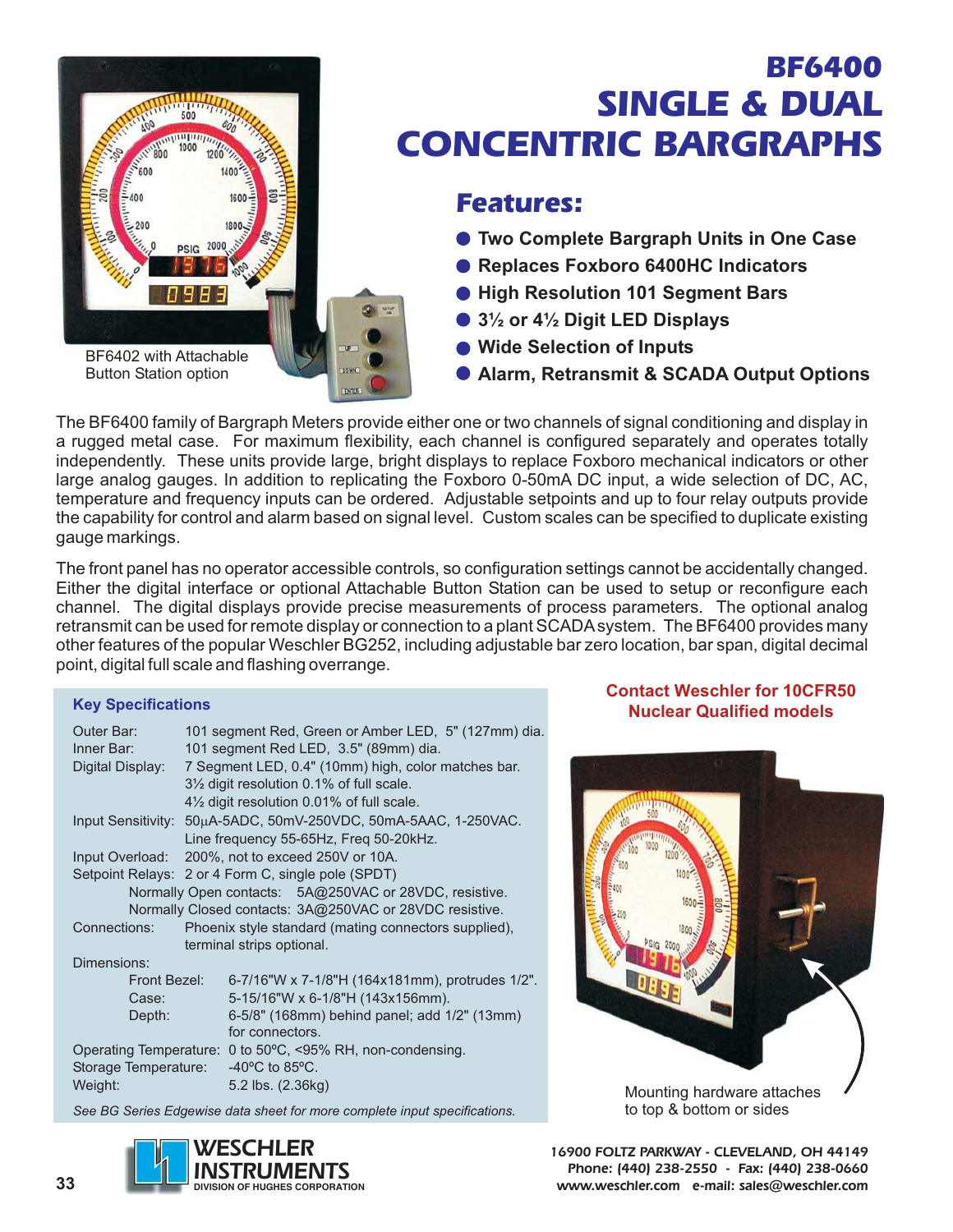# BF6400 SINGLE & DUAL CONCENTRIC BARGRAPHS

BF6402 with Attachable Button Station option

## Features:

- Two Complete Bargraph Units in One Case
- Replaces Foxboro 6400HC Indicators
- High Resolution 101 Segment Bars
- 3½ or 4½ Digit LED Displays
- Wide Selection of Inputs
- Alarm, Retransmit & SCADA Output Options

The BF6400 family of Bargraph Meters provide either one or two channels of signal conditioning and display in a rugged metal case. For maximum flexibility, each channel is configured separately and operates totally independently. These units provide large, bright displays to replace Foxboro mechanical indicators or other large analog gauges. In addition to replicating the Foxboro 0-50mA DC input, a wide selection of DC, AC, temperature and frequency inputs can be ordered. Adjustable setpoints and up to four relay outputs provide the capability for control and alarm based on signal level. Custom scales can be specified to duplicate existing gauge markings.

The front panel has no operator accessible controls, so configuration settings cannot be accidentally changed. Either the digital interface or optional Attachable Button Station can be used to setup or reconfigure each channel. The digital displays provide precise measurements of process parameters. The optional analog retransmit can be used for remote display or connection to a plant SCADA system. The BF6400 provides many other features of the popular Weschler BG252, including adjustable bar zero location, bar span, digital decimal point, digital full scale and flashing overrange.

### Key Specifications

Outer Bar: 101 segment Red, Green or Amber LED, 5" (127mm) dia.
Inner Bar: 101 segment Red LED, 3.5" (89mm) dia.
Digital Display: 7 Segment LED, 0.4" (10mm) high, color matches bar.
3½ digit resolution 0.1% of full scale.
4½ digit resolution 0.01% of full scale.
Input Sensitivity: 50µA-5ADC, 50mV-250VDC, 50mA-5AAC, 1-250VAC.
Line frequency 55-65Hz, Freq 50-20kHz.
Input Overload: 200%, not to exceed 250V or 10A.
Setpoint Relays: 2 or 4 Form C, single pole (SPDT)
Normally Open contacts: 5A@250VAC or 28VDC, resistive.
Normally Closed contacts: 3A@250VAC or 28VDC resistive.
Connections: Phoenix style standard (mating connectors supplied), terminal strips optional.
Dimensions:
Front Bezel: 6-7/16"W x 7-1/8"H (164x181mm), protrudes 1/2".
Case: 5-15/16"W x 6-1/8"H (143x156mm).
Depth: 6-5/8" (168mm) behind panel; add 1/2" (13mm) for connectors.
Operating Temperature: 0 to 50ºC, <95% RH, non-condensing.
Storage Temperature: -40ºC to 85ºC.
Weight: 5.2 lbs. (2.36kg)

*See BG Series Edgewise data sheet for more complete input specifications.*

**Contact Weschler for 10CFR50 Nuclear Qualified models**

Mounting hardware attaches to top & bottom or sides

WESCHLER INSTRUMENTS
DIVISION OF HUGHES CORPORATION

16900 FOLTZ PARKWAY - CLEVELAND, OH 44149
Phone: (440) 238-2550 - Fax: (440) 238-0660
www.weschler.com e-mail: sales@weschler.com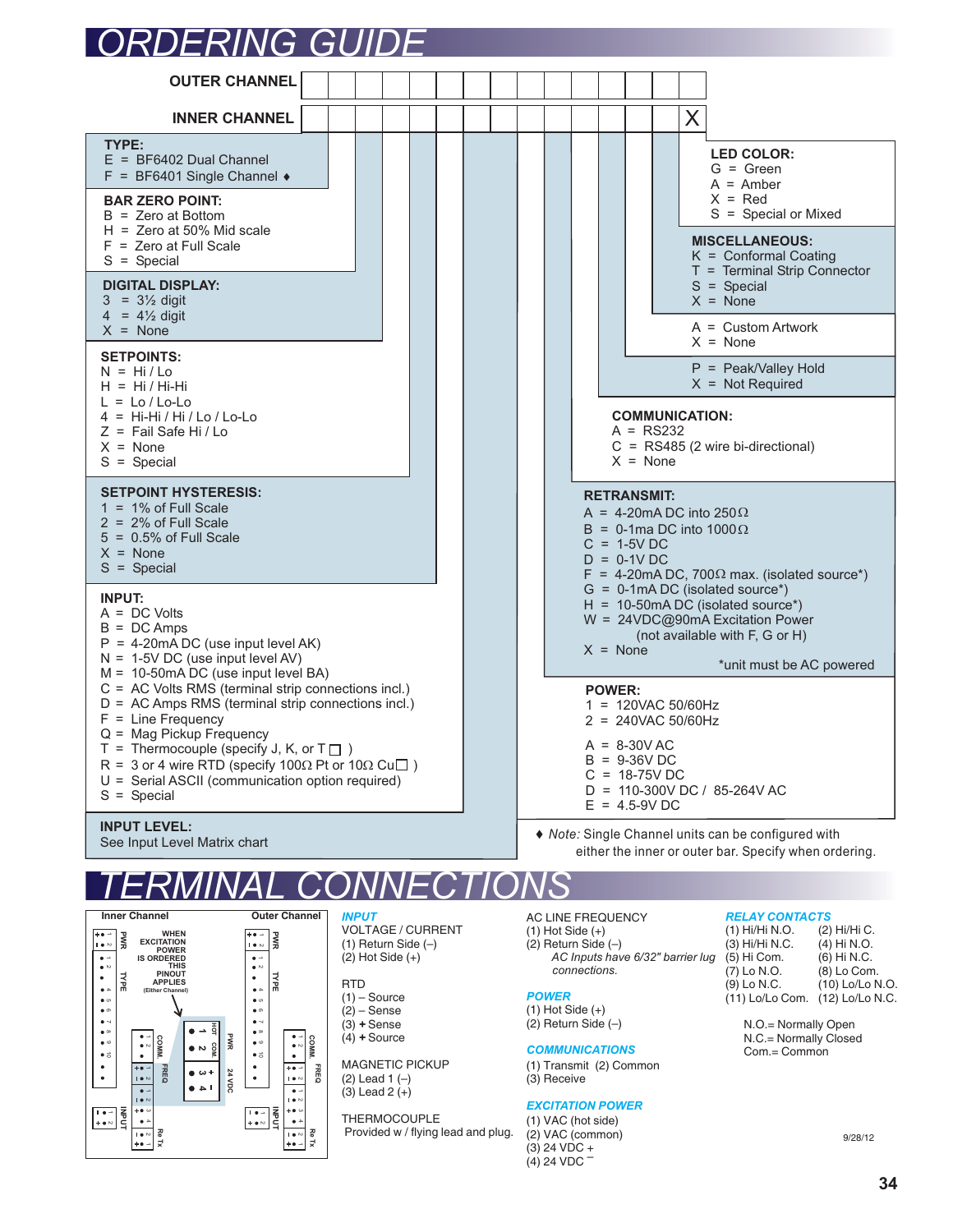# ORDERING GUIDE

OUTER CHANNEL

INNER CHANNEL X

**TYPE:**
E = BF6402 Dual Channel
F = BF6401 Single Channel ♦

**BAR ZERO POINT:**
B = Zero at Bottom
H = Zero at 50% Mid scale
F = Zero at Full Scale
S = Special

**DIGITAL DISPLAY:**
3 = 3½ digit
4 = 4½ digit
X = None

**SETPOINTS:**
N = Hi / Lo
H = Hi / Hi-Hi
L = Lo / Lo-Lo
4 = Hi-Hi / Hi / Lo / Lo-Lo
Z = Fail Safe Hi / Lo
X = None
S = Special

**SETPOINT HYSTERESIS:**
1 = 1% of Full Scale
2 = 2% of Full Scale
5 = 0.5% of Full Scale
X = None
S = Special

**INPUT:**
A = DC Volts
B = DC Amps
P = 4-20mA DC (use input level AK)
N = 1-5V DC (use input level AV)
M = 10-50mA DC (use input level BA)
C = AC Volts RMS (terminal strip connections incl.)
D = AC Amps RMS (terminal strip connections incl.)
F = Line Frequency
Q = Mag Pickup Frequency
T = Thermocouple (specify J, K, or T ☐ )
R = 3 or 4 wire RTD (specify 100Ω Pt or 10Ω Cu☐ )
U = Serial ASCII (communication option required)
S = Special

**INPUT LEVEL:**
See Input Level Matrix chart

**LED COLOR:**
G = Green
A = Amber
X = Red
S = Special or Mixed

**MISCELLANEOUS:**
K = Conformal Coating
T = Terminal Strip Connector
S = Special
X = None

A = Custom Artwork
X = None

P = Peak/Valley Hold
X = Not Required

**COMMUNICATION:**
A = RS232
C = RS485 (2 wire bi-directional)
X = None

**RETRANSMIT:**
A = 4-20mA DC into 250Ω
B = 0-1ma DC into 1000Ω
C = 1-5V DC
D = 0-1V DC
F = 4-20mA DC, 700Ω max. (isolated source*)
G = 0-1mA DC (isolated source*)
H = 10-50mA DC (isolated source*)
W = 24VDC@90mA Excitation Power
(not available with F, G or H)
X = None

*unit must be AC powered

**POWER:**
1 = 120VAC 50/60Hz
2 = 240VAC 50/60Hz

A = 8-30V AC
B = 9-36V DC
C = 18-75V DC
D = 110-300V DC / 85-264V AC
E = 4.5-9V DC

♦ *Note:* Single Channel units can be configured with either the inner or outer bar. Specify when ordering.

# TERMINAL CONNECTIONS

Inner Channel — Outer Channel

WHEN EXCITATION POWER IS ORDERED THIS PINOUT APPLIES (Either Channel)

PWR, TYPE, COMM, FREQ, INPUT, Re Tx, HOT, COM, 24 VDC

***INPUT***
VOLTAGE / CURRENT
(1) Return Side (–)
(2) Hot Side (+)

RTD
(1) – Source
(2) – Sense
(3) **+** Sense
(4) **+** Source

MAGNETIC PICKUP
(2) Lead 1 (–)
(3) Lead 2 (+)

THERMOCOUPLE
Provided w / flying lead and plug.

AC LINE FREQUENCY
(1) Hot Side (+)
(2) Return Side (–)
*AC Inputs have 6/32" barrier lug connections.*

***POWER***
(1) Hot Side (+)
(2) Return Side (–)

***COMMUNICATIONS***
(1) Transmit (2) Common
(3) Receive

***EXCITATION POWER***
(1) VAC (hot side)
(2) VAC (common)
(3) 24 VDC +
(4) 24 VDC –

***RELAY CONTACTS***

| | |
|---|---|
| (1) Hi/Hi N.O. | (2) Hi/Hi C. |
| (3) Hi/Hi N.C. | (4) Hi N.O. |
| (5) Hi Com. | (6) Hi N.C. |
| (7) Lo N.O. | (8) Lo Com. |
| (9) Lo N.C. | (10) Lo/Lo N.O. |
| (11) Lo/Lo Com. | (12) Lo/Lo N.C. |

N.O.= Normally Open
N.C.= Normally Closed
Com.= Common

9/28/12